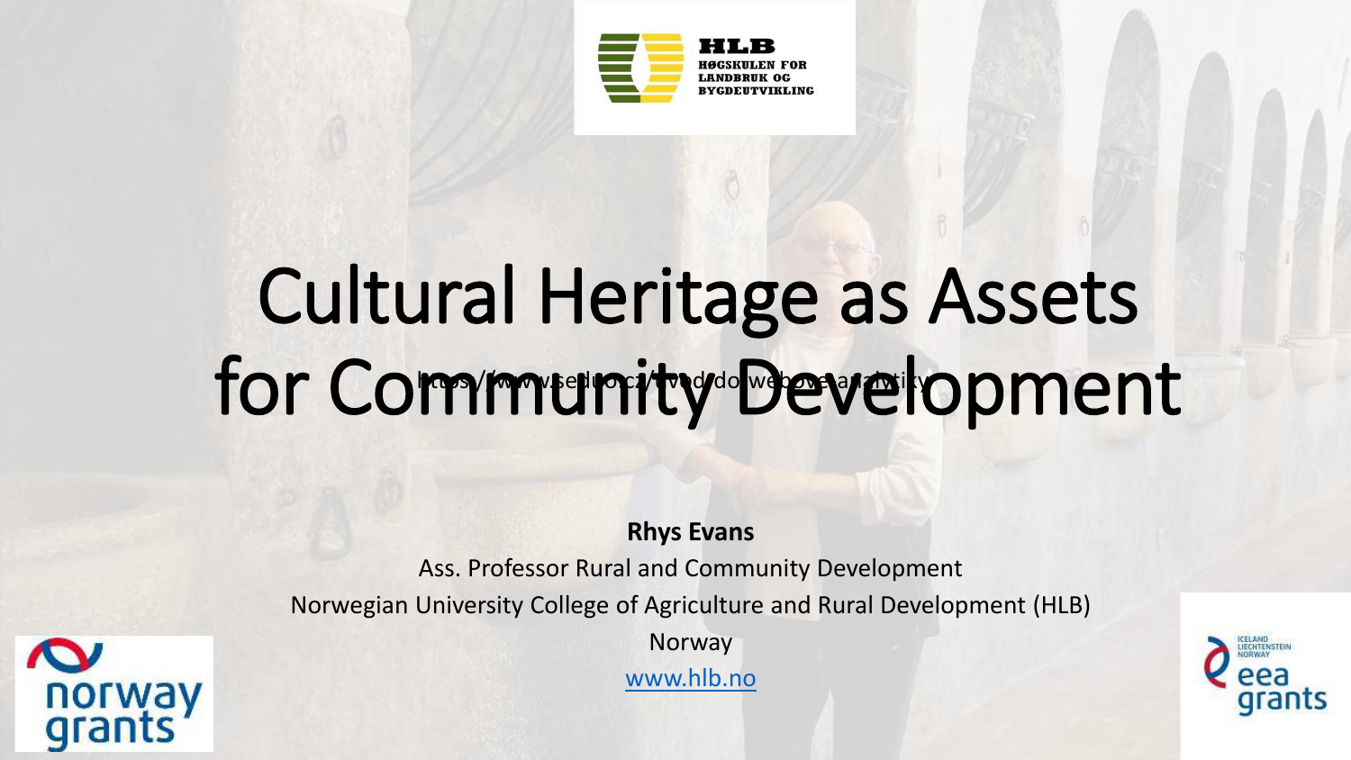HLB
HØGSKULEN FOR LANDBRUK OG BYGDEUTVIKLING

# Cultural Heritage as Assets for Community Development

https://www.seduo.cz/uvod-do-webove-analytiky

**Rhys Evans**

Ass. Professor Rural and Community Development

Norwegian University College of Agriculture and Rural Development (HLB)

Norway

www.hlb.no

norway grants

Iceland Liechtenstein Norway eea grants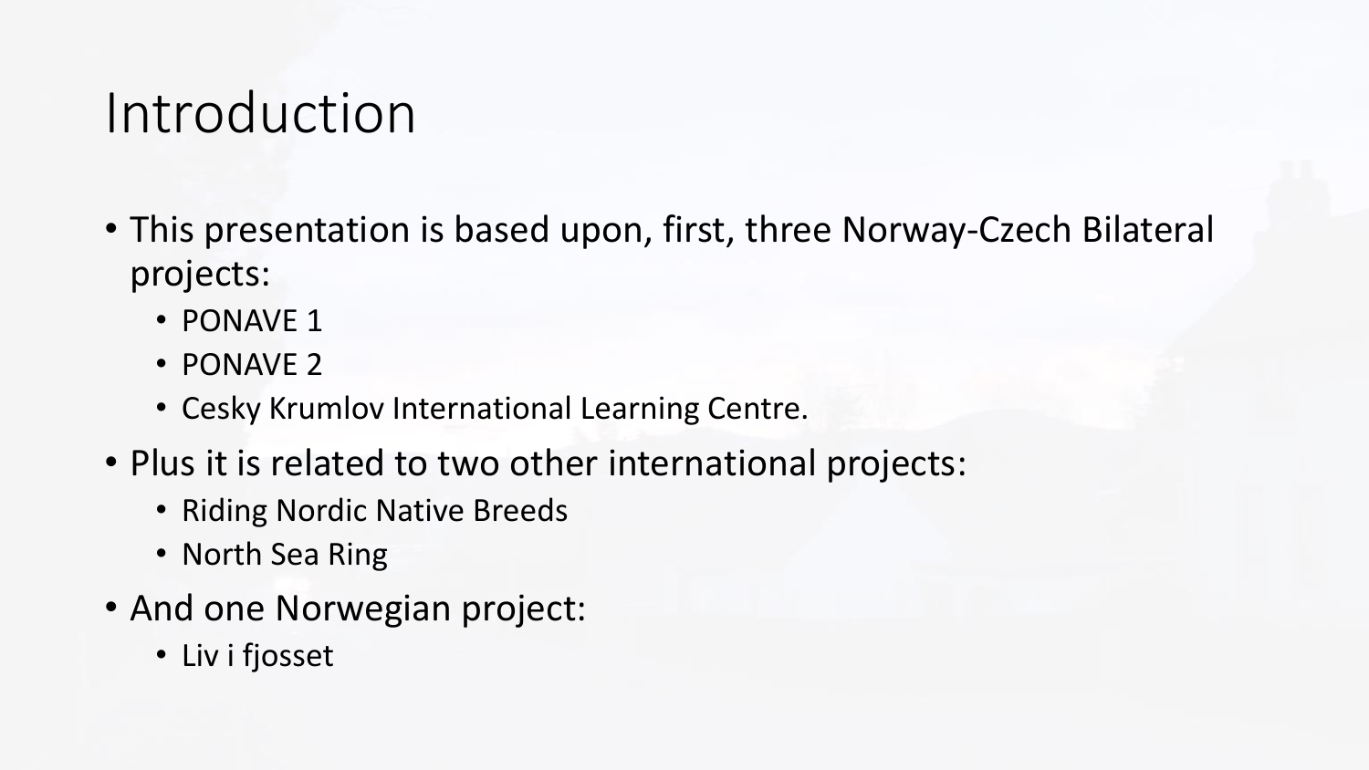# Introduction

- This presentation is based upon, first, three Norway-Czech Bilateral projects:
  - PONAVE 1
  - PONAVE 2
  - Cesky Krumlov International Learning Centre.
- Plus it is related to two other international projects:
  - Riding Nordic Native Breeds
  - North Sea Ring
- And one Norwegian project:
  - Liv i fjosset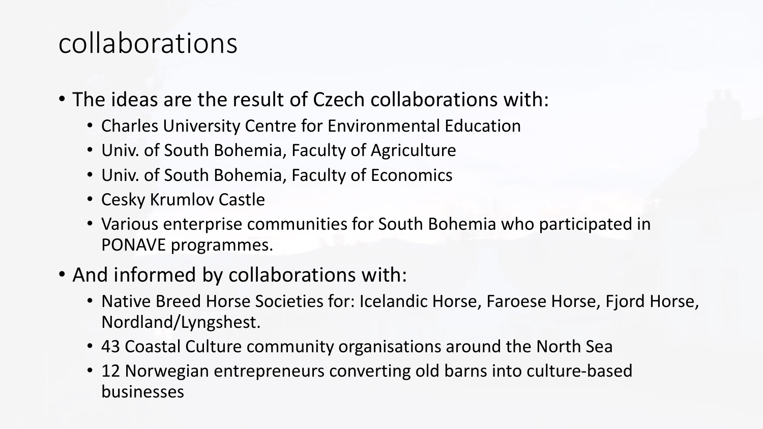# collaborations

- The ideas are the result of Czech collaborations with:
  - Charles University Centre for Environmental Education
  - Univ. of South Bohemia, Faculty of Agriculture
  - Univ. of South Bohemia, Faculty of Economics
  - Cesky Krumlov Castle
  - Various enterprise communities for South Bohemia who participated in PONAVE programmes.
- And informed by collaborations with:
  - Native Breed Horse Societies for: Icelandic Horse, Faroese Horse, Fjord Horse, Nordland/Lyngshest.
  - 43 Coastal Culture community organisations around the North Sea
  - 12 Norwegian entrepreneurs converting old barns into culture-based businesses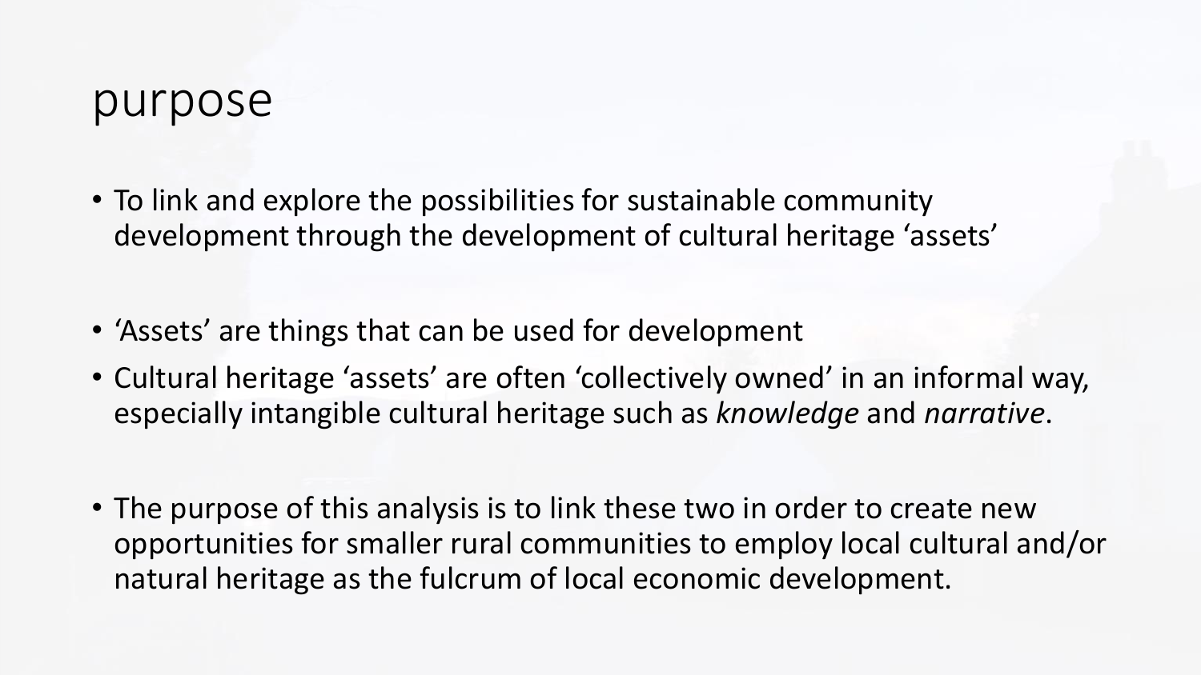# purpose

- To link and explore the possibilities for sustainable community development through the development of cultural heritage 'assets'

- 'Assets' are things that can be used for development
- Cultural heritage 'assets' are often 'collectively owned' in an informal way, especially intangible cultural heritage such as *knowledge* and *narrative*.

- The purpose of this analysis is to link these two in order to create new opportunities for smaller rural communities to employ local cultural and/or natural heritage as the fulcrum of local economic development.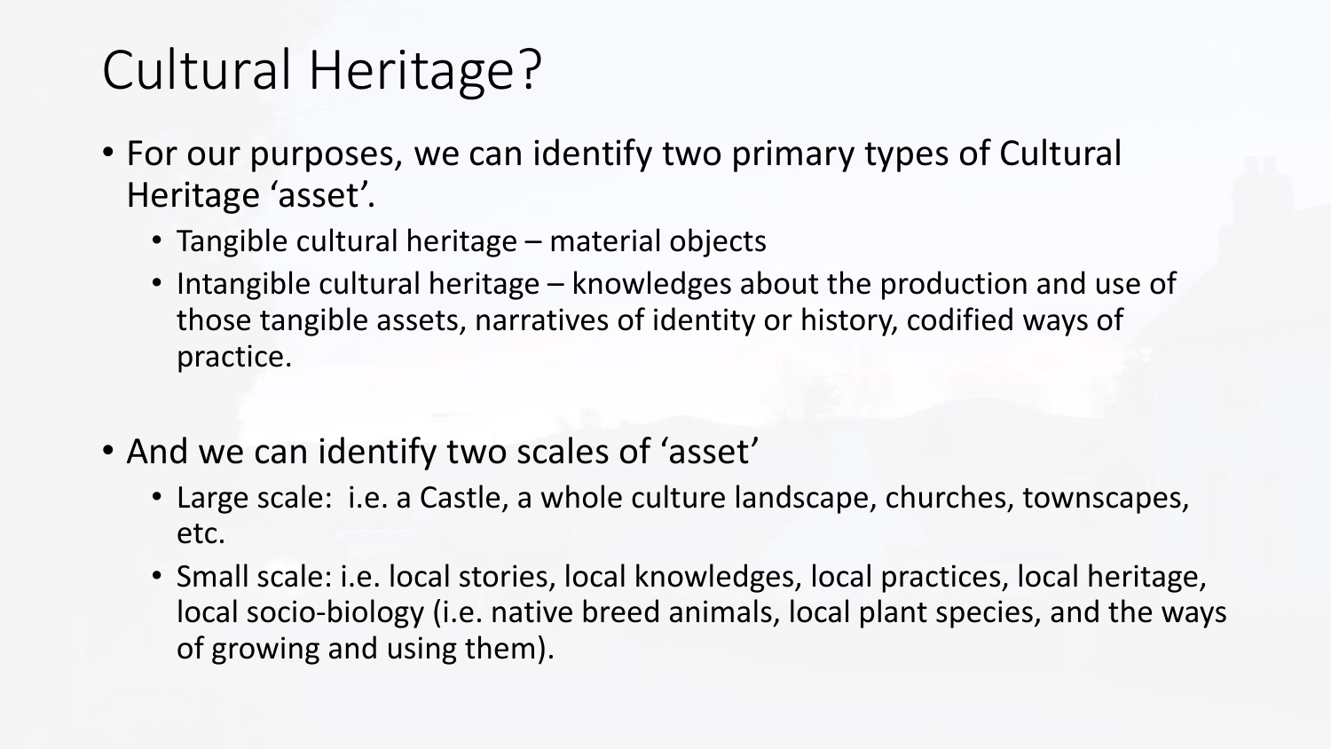# Cultural Heritage?

- For our purposes, we can identify two primary types of Cultural Heritage 'asset'.
  - Tangible cultural heritage – material objects
  - Intangible cultural heritage – knowledges about the production and use of those tangible assets, narratives of identity or history, codified ways of practice.

- And we can identify two scales of 'asset'
  - Large scale: i.e. a Castle, a whole culture landscape, churches, townscapes, etc.
  - Small scale: i.e. local stories, local knowledges, local practices, local heritage, local socio-biology (i.e. native breed animals, local plant species, and the ways of growing and using them).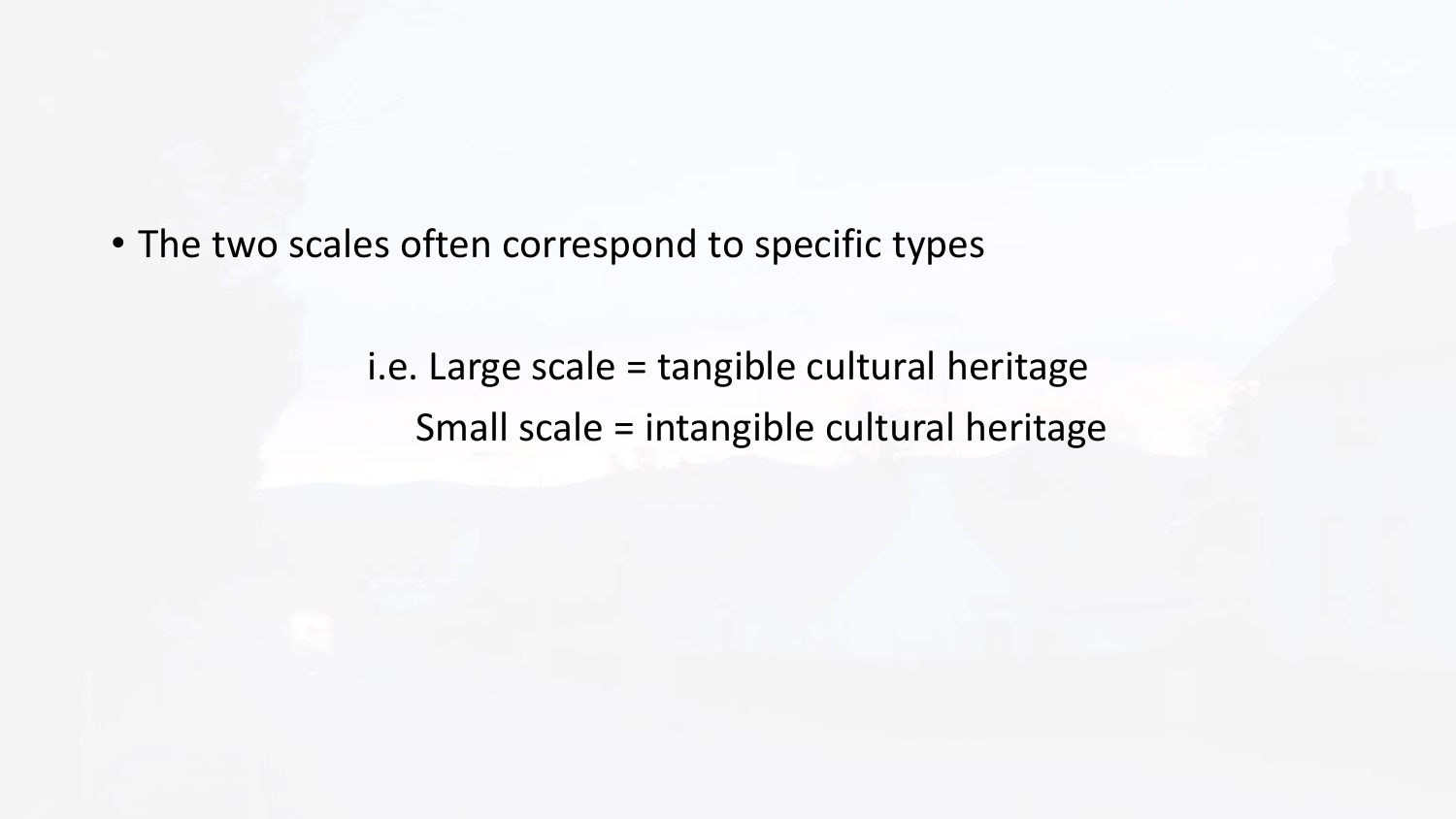- The two scales often correspond to specific types

  i.e. Large scale = tangible cultural heritage
  Small scale = intangible cultural heritage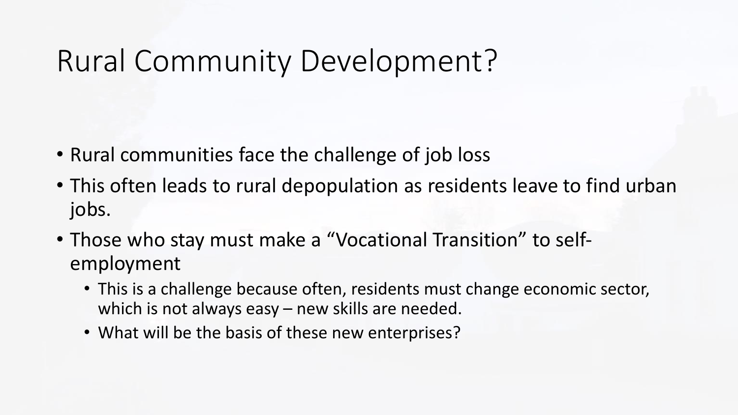# Rural Community Development?

- Rural communities face the challenge of job loss
- This often leads to rural depopulation as residents leave to find urban jobs.
- Those who stay must make a “Vocational Transition” to self-employment
  - This is a challenge because often, residents must change economic sector, which is not always easy – new skills are needed.
  - What will be the basis of these new enterprises?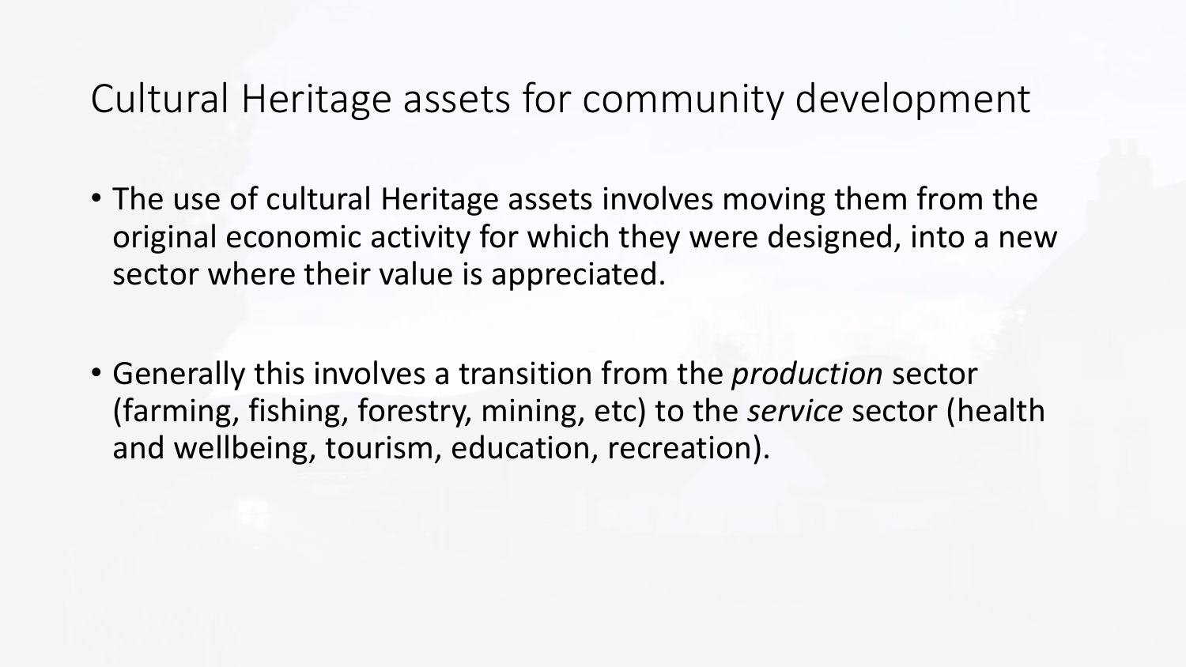# Cultural Heritage assets for community development

- The use of cultural Heritage assets involves moving them from the original economic activity for which they were designed, into a new sector where their value is appreciated.

- Generally this involves a transition from the *production* sector (farming, fishing, forestry, mining, etc) to the *service* sector (health and wellbeing, tourism, education, recreation).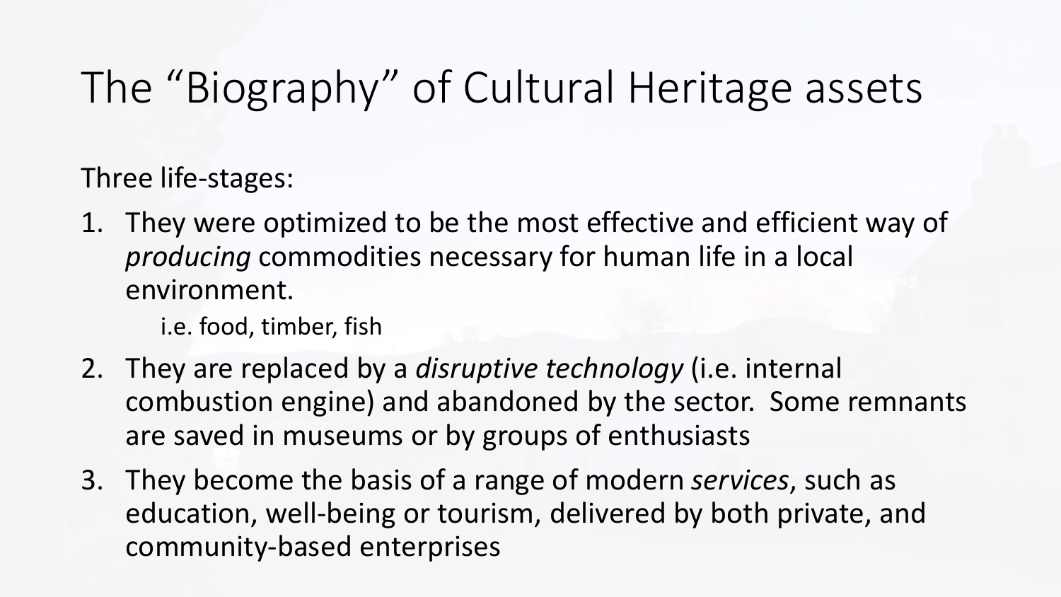# The "Biography" of Cultural Heritage assets

Three life-stages:

1. They were optimized to be the most effective and efficient way of *producing* commodities necessary for human life in a local environment.

   i.e. food, timber, fish

2. They are replaced by a *disruptive technology* (i.e. internal combustion engine) and abandoned by the sector. Some remnants are saved in museums or by groups of enthusiasts

3. They become the basis of a range of modern *services*, such as education, well-being or tourism, delivered by both private, and community-based enterprises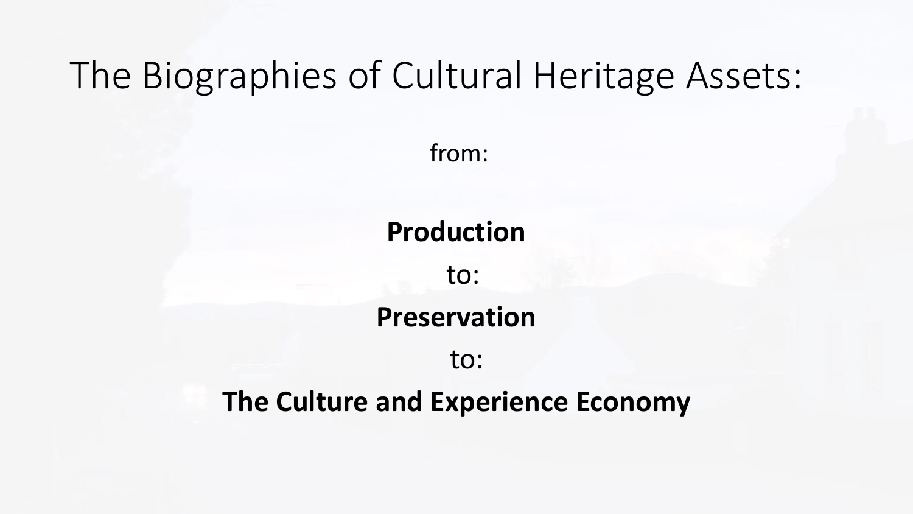# The Biographies of Cultural Heritage Assets:

from:

**Production**

to:

**Preservation**

to:

**The Culture and Experience Economy**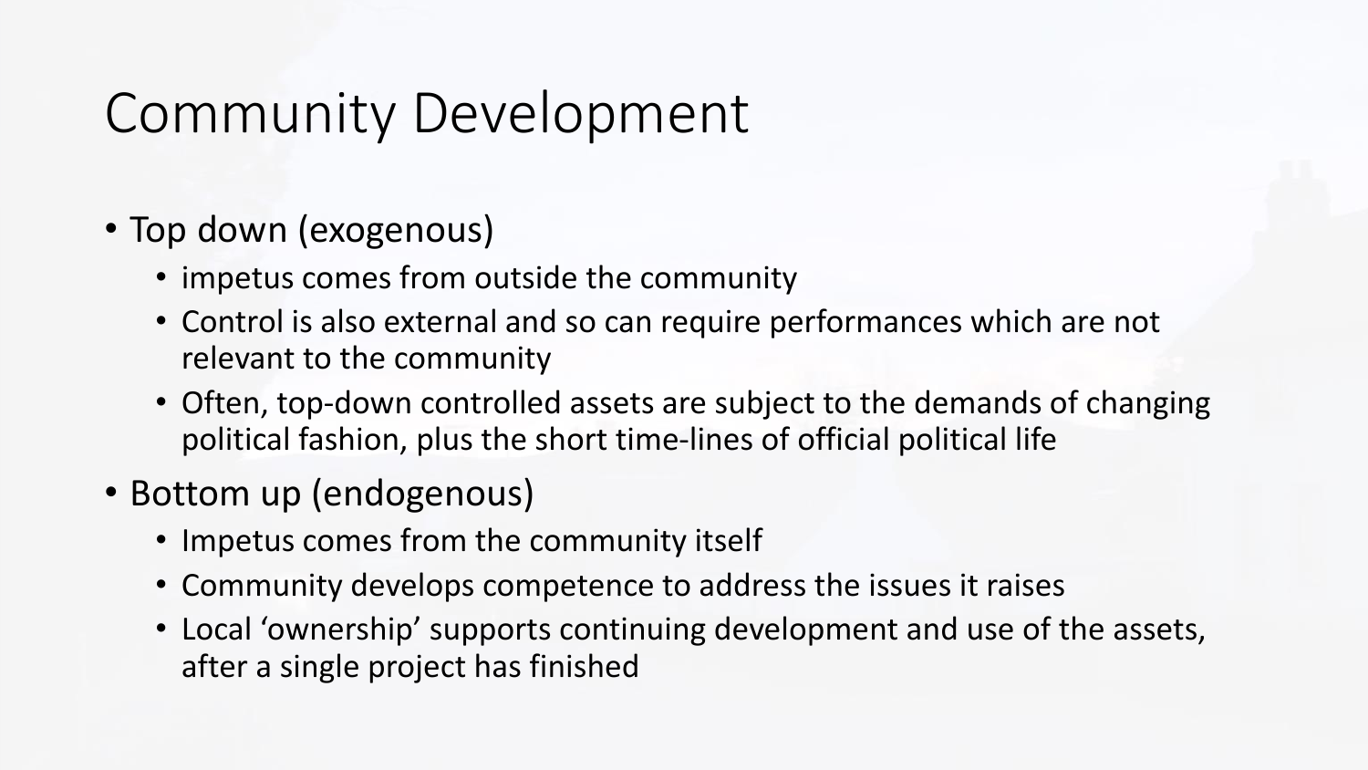# Community Development

- Top down (exogenous)
  - impetus comes from outside the community
  - Control is also external and so can require performances which are not relevant to the community
  - Often, top-down controlled assets are subject to the demands of changing political fashion, plus the short time-lines of official political life
- Bottom up (endogenous)
  - Impetus comes from the community itself
  - Community develops competence to address the issues it raises
  - Local 'ownership' supports continuing development and use of the assets, after a single project has finished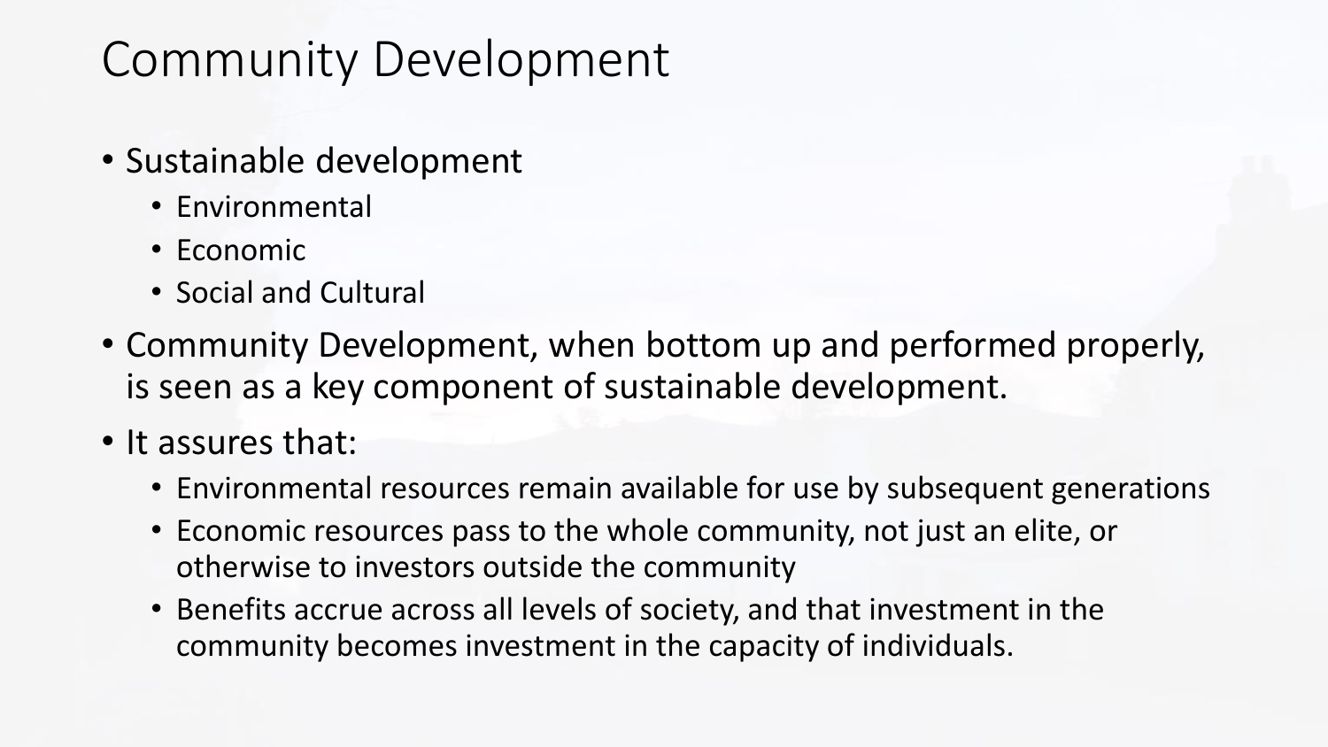# Community Development

- Sustainable development
  - Environmental
  - Economic
  - Social and Cultural
- Community Development, when bottom up and performed properly, is seen as a key component of sustainable development.
- It assures that:
  - Environmental resources remain available for use by subsequent generations
  - Economic resources pass to the whole community, not just an elite, or otherwise to investors outside the community
  - Benefits accrue across all levels of society, and that investment in the community becomes investment in the capacity of individuals.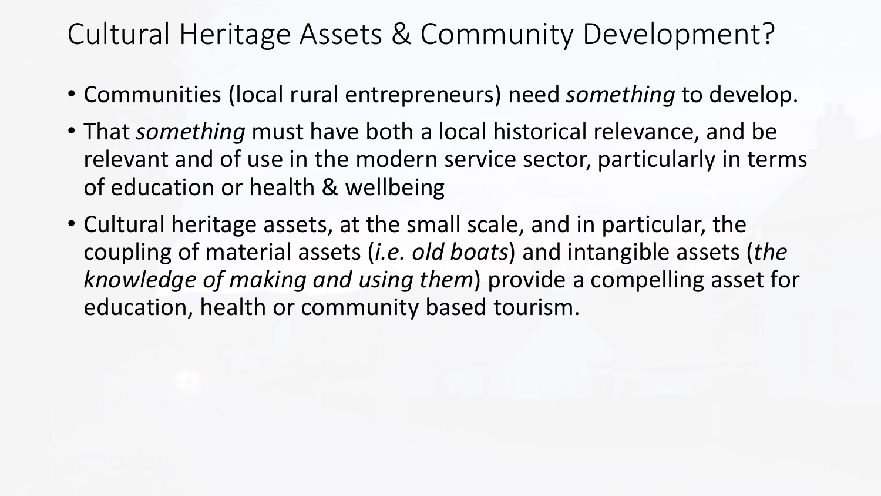# Cultural Heritage Assets & Community Development?

- Communities (local rural entrepreneurs) need *something* to develop.
- That *something* must have both a local historical relevance, and be relevant and of use in the modern service sector, particularly in terms of education or health & wellbeing
- Cultural heritage assets, at the small scale, and in particular, the coupling of material assets (*i.e. old boats*) and intangible assets (*the knowledge of making and using them*) provide a compelling asset for education, health or community based tourism.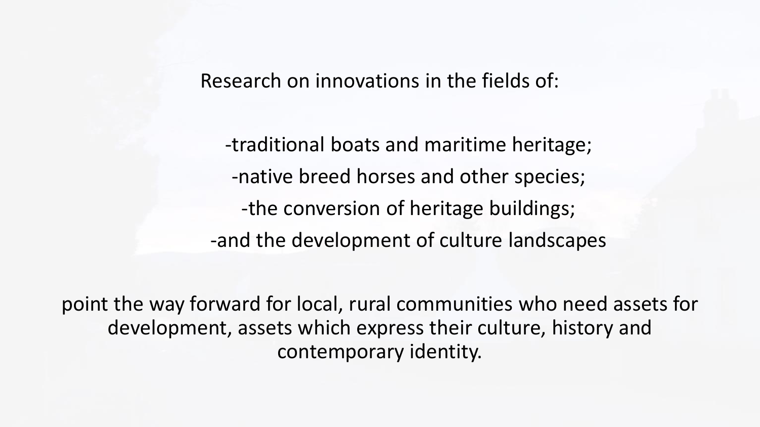Research on innovations in the fields of:

-traditional boats and maritime heritage;

-native breed horses and other species;

-the conversion of heritage buildings;

-and the development of culture landscapes

point the way forward for local, rural communities who need assets for development, assets which express their culture, history and contemporary identity.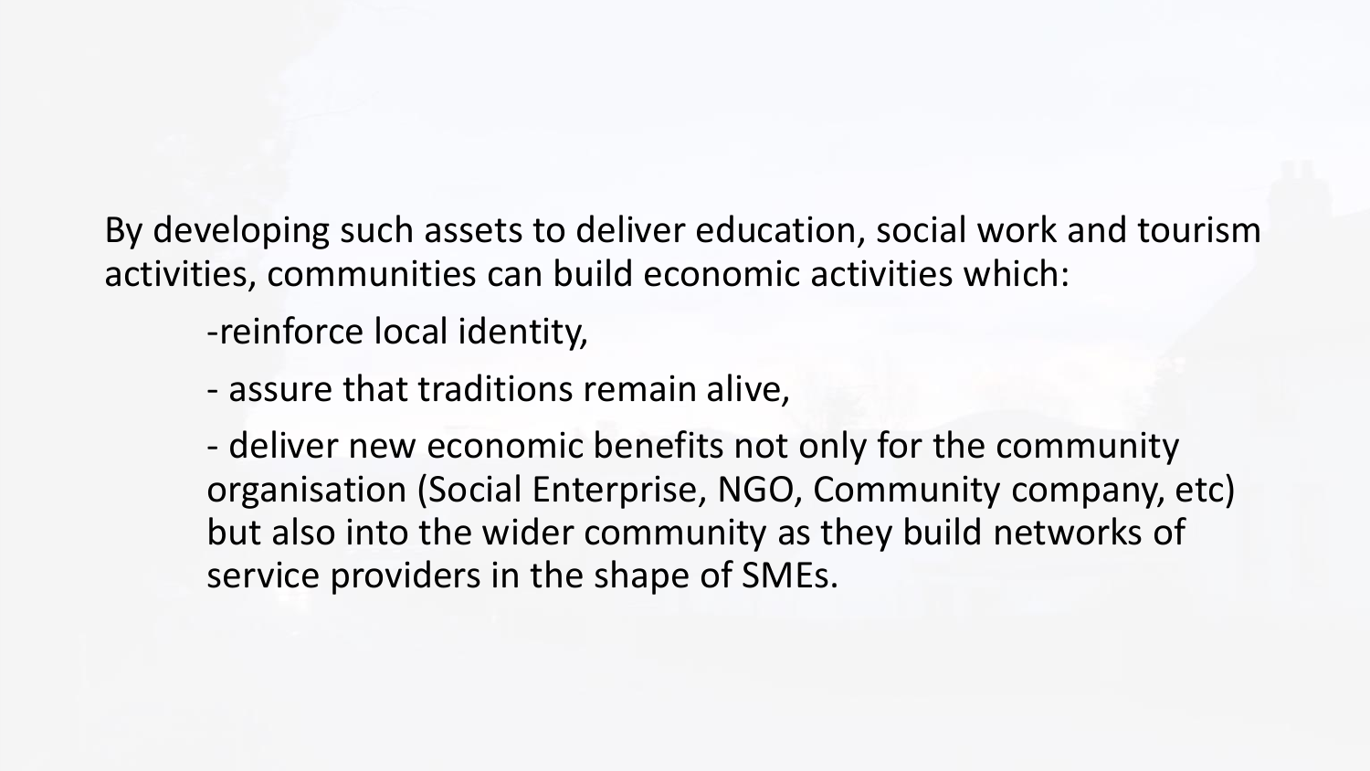By developing such assets to deliver education, social work and tourism activities, communities can build economic activities which:

-reinforce local identity,

- assure that traditions remain alive,

- deliver new economic benefits not only for the community organisation (Social Enterprise, NGO, Community company, etc) but also into the wider community as they build networks of service providers in the shape of SMEs.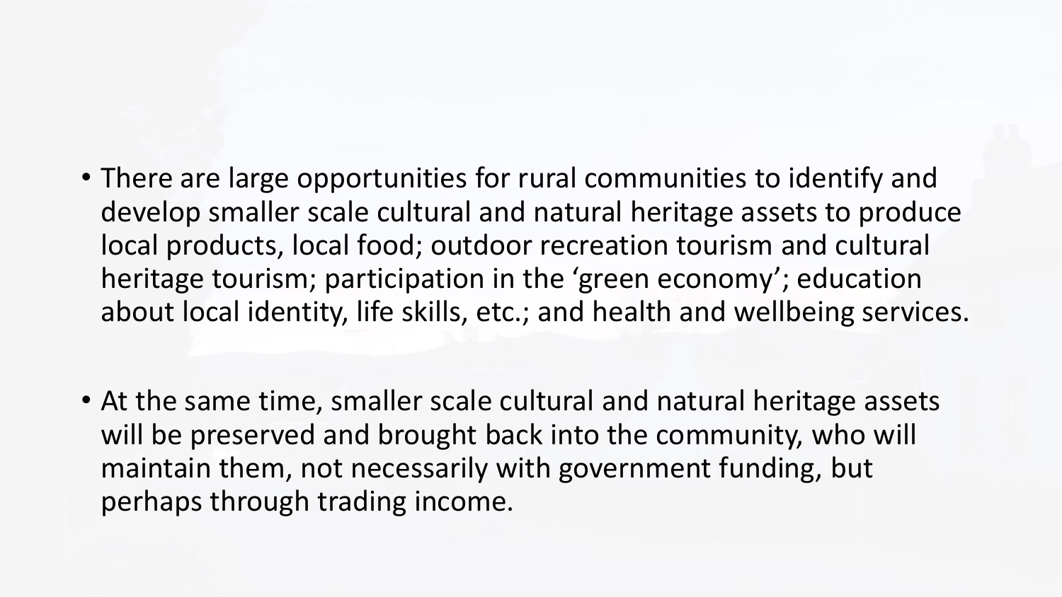- There are large opportunities for rural communities to identify and develop smaller scale cultural and natural heritage assets to produce local products, local food; outdoor recreation tourism and cultural heritage tourism; participation in the ‘green economy’; education about local identity, life skills, etc.; and health and wellbeing services.

- At the same time, smaller scale cultural and natural heritage assets will be preserved and brought back into the community, who will maintain them, not necessarily with government funding, but perhaps through trading income.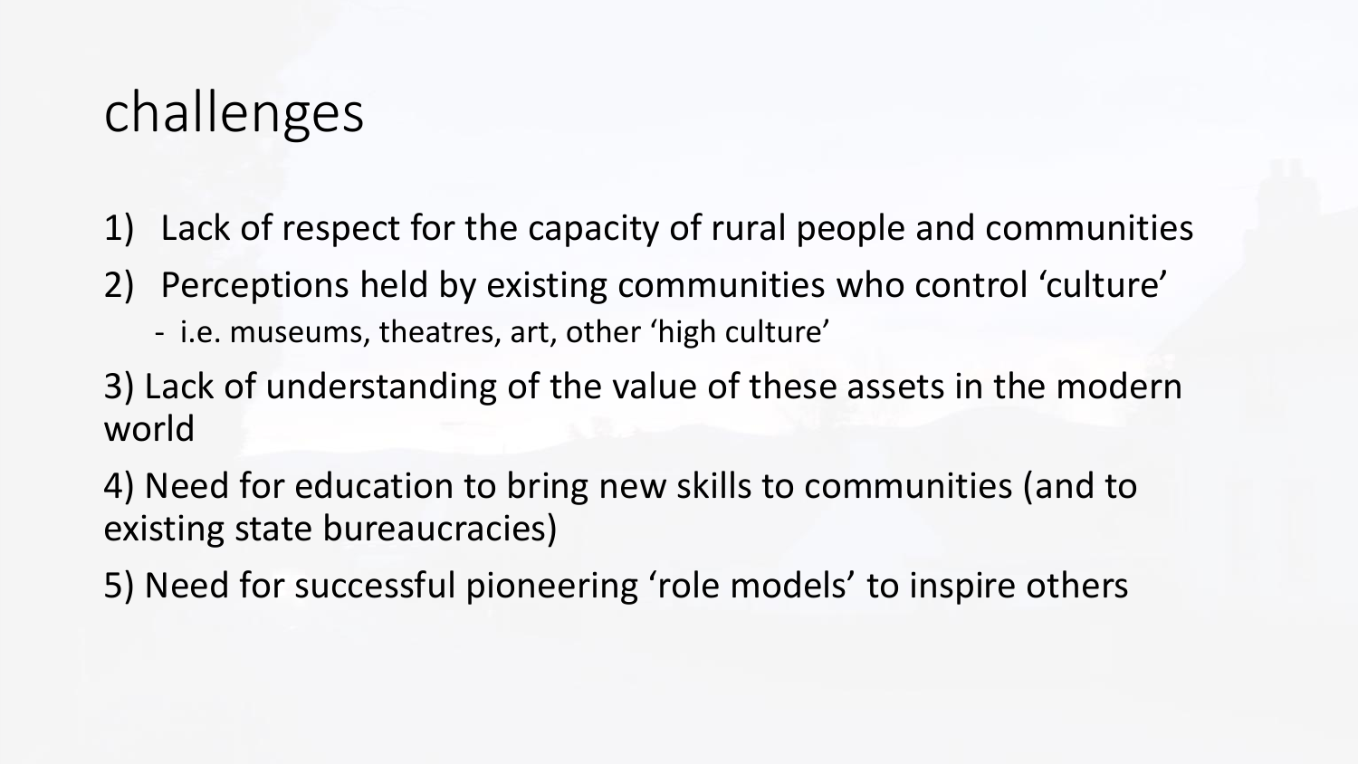# challenges

1) Lack of respect for the capacity of rural people and communities
2) Perceptions held by existing communities who control 'culture'
   - i.e. museums, theatres, art, other 'high culture'

3) Lack of understanding of the value of these assets in the modern world

4) Need for education to bring new skills to communities (and to existing state bureaucracies)

5) Need for successful pioneering 'role models' to inspire others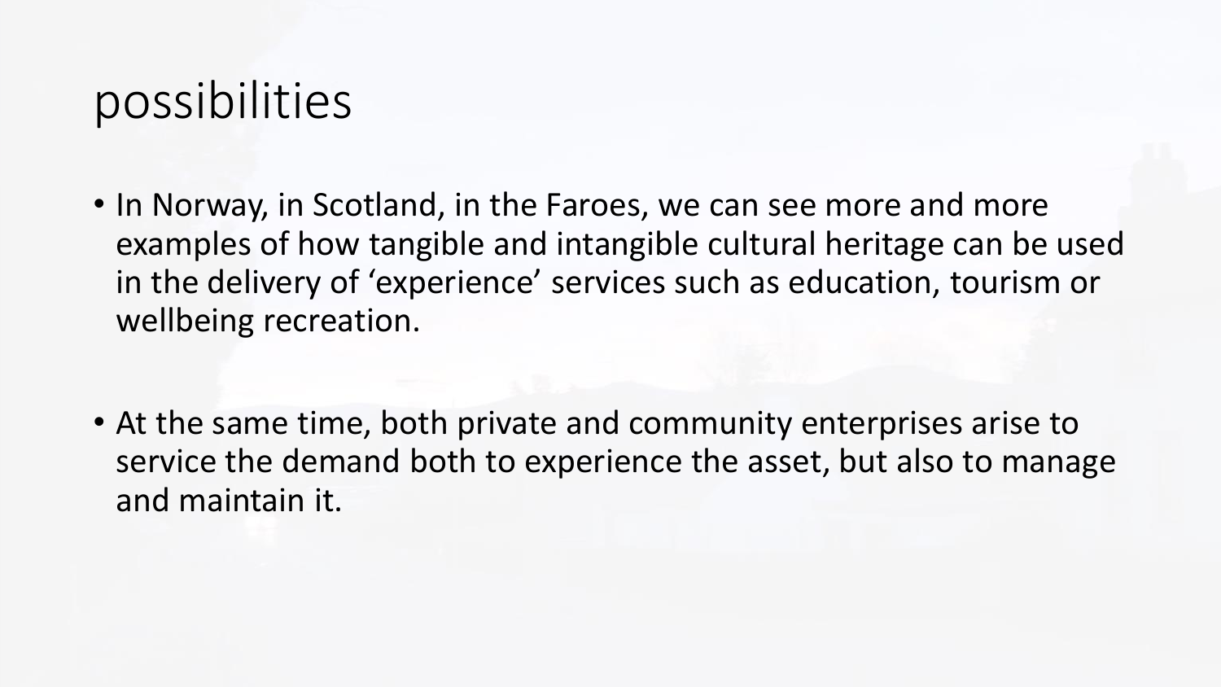# possibilities

- In Norway, in Scotland, in the Faroes, we can see more and more examples of how tangible and intangible cultural heritage can be used in the delivery of 'experience' services such as education, tourism or wellbeing recreation.

- At the same time, both private and community enterprises arise to service the demand both to experience the asset, but also to manage and maintain it.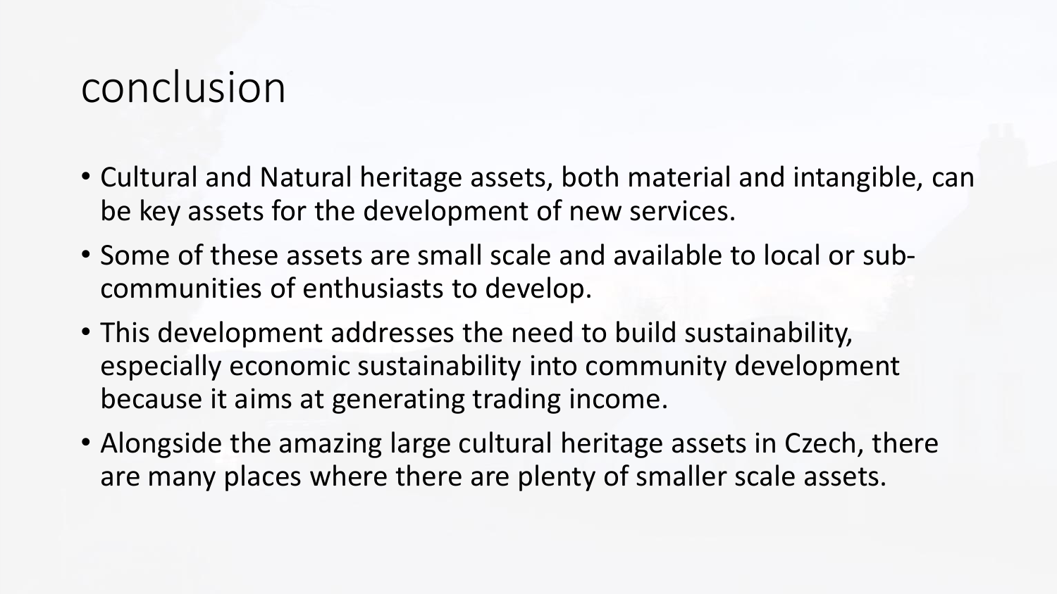# conclusion

- Cultural and Natural heritage assets, both material and intangible, can be key assets for the development of new services.
- Some of these assets are small scale and available to local or sub-communities of enthusiasts to develop.
- This development addresses the need to build sustainability, especially economic sustainability into community development because it aims at generating trading income.
- Alongside the amazing large cultural heritage assets in Czech, there are many places where there are plenty of smaller scale assets.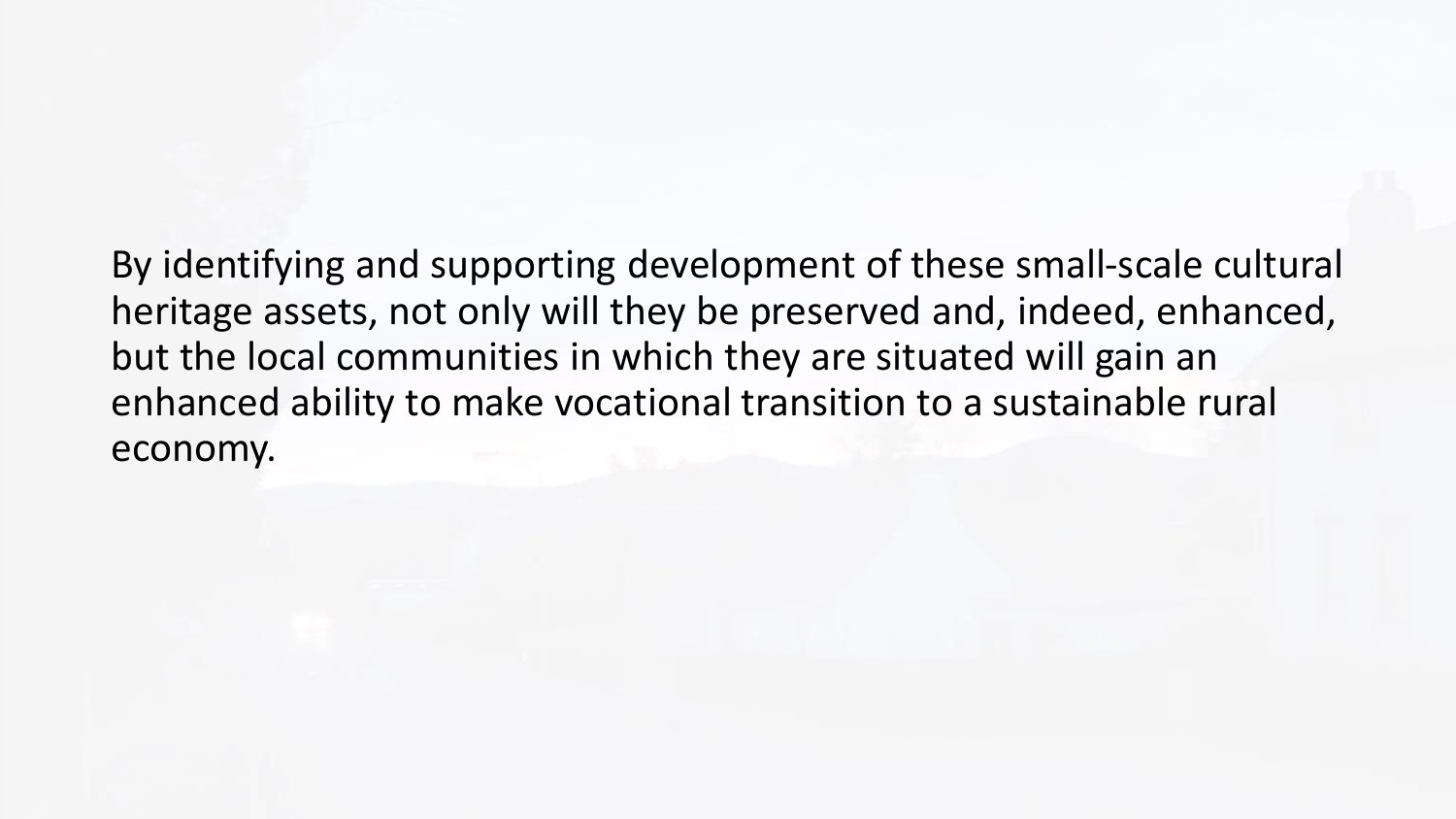By identifying and supporting development of these small-scale cultural heritage assets, not only will they be preserved and, indeed, enhanced, but the local communities in which they are situated will gain an enhanced ability to make vocational transition to a sustainable rural economy.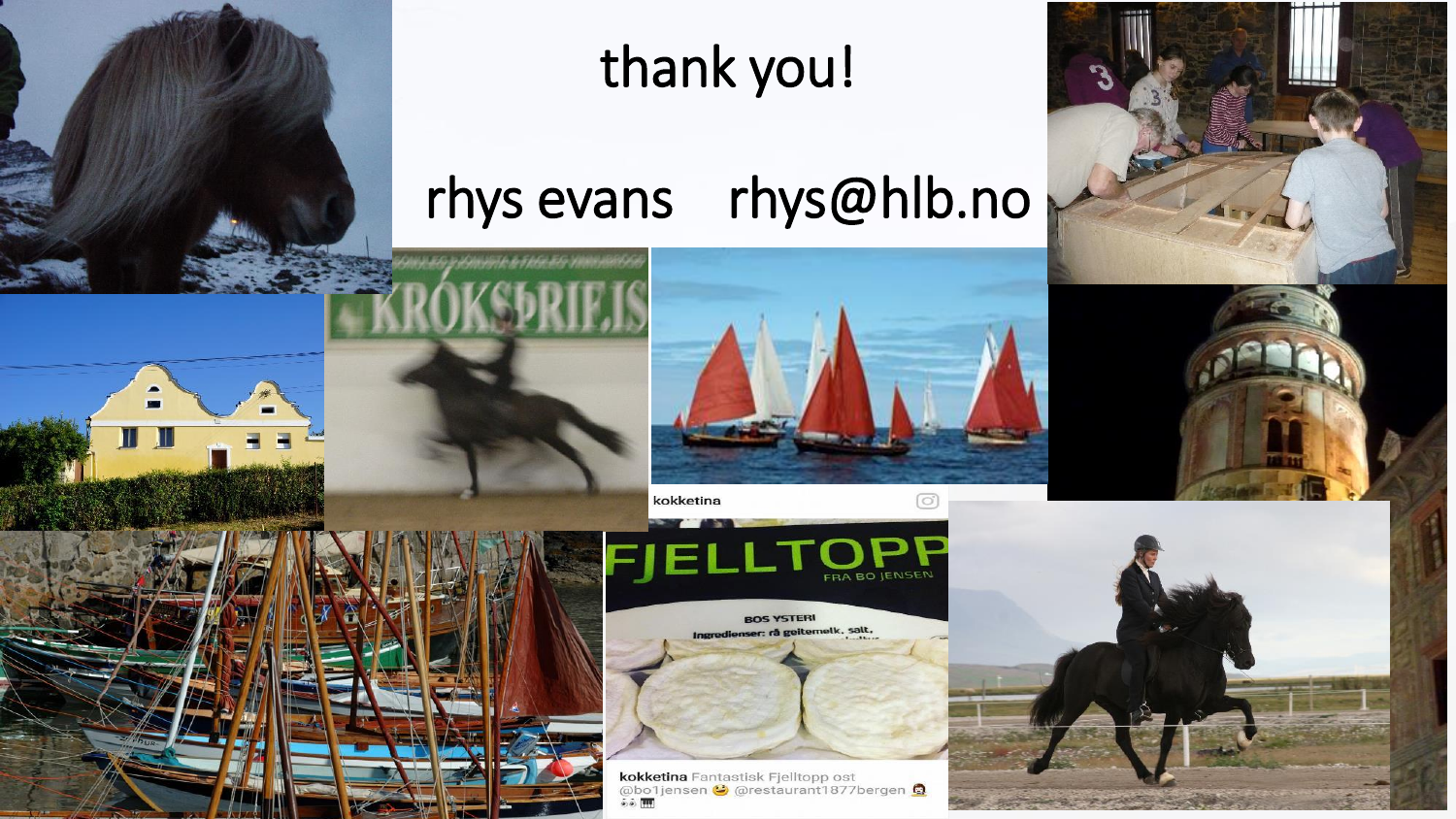# thank you!

rhys evans rhys@hlb.no